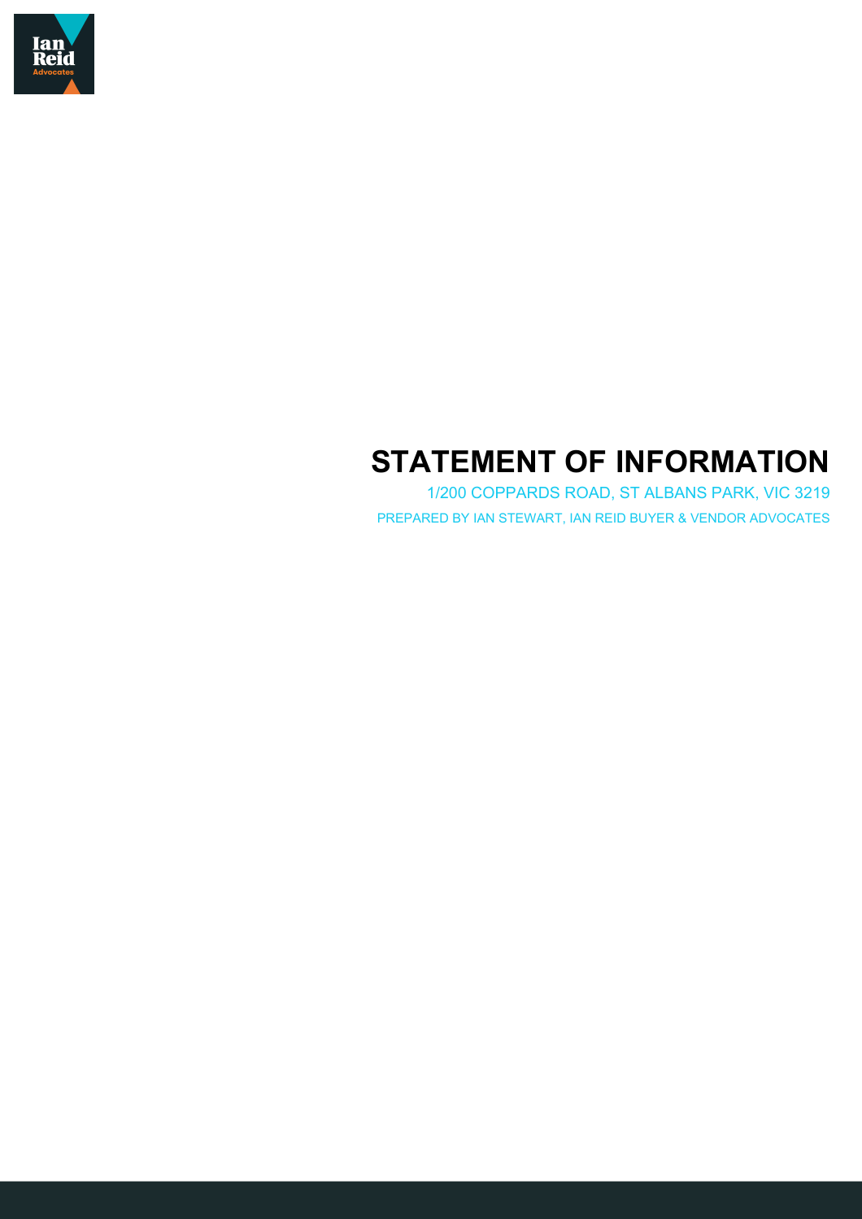# STATEMENT OF INFORMATION

1/200 COPPARDS ROAD, ST ALBANS PARK, VIC 3219

PREPARED BY IAN STEWART, IAN REID BUYER & VENDOR ADVOCATES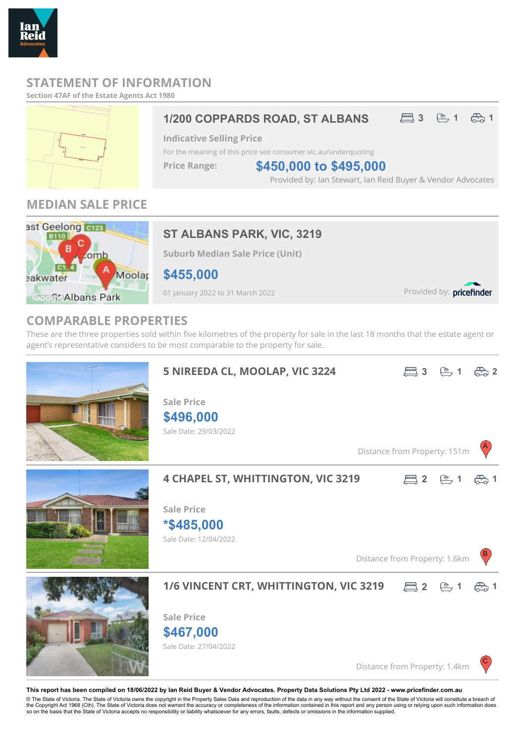# STATEMENT OF INFORMATION

**Section 47AF of the Estate Agents Act 1980**

## 1/200 COPPARDS ROAD, ST ALBANS

3 bed | 1 bath | 1 car

**Indicative Selling Price**

For the meaning of this price see consumer.vic.au/underquoting

**Price Range:** **$450,000 to $495,000**

Provided by: Ian Stewart, Ian Reid Buyer & Vendor Advocates

## MEDIAN SALE PRICE

### ST ALBANS PARK, VIC, 3219

**Suburb Median Sale Price (Unit)**

**$455,000**

01 January 2022 to 31 March 2022

Provided by: pricefinder

## COMPARABLE PROPERTIES

These are the three properties sold within five kilometres of the property for sale in the last 18 months that the estate agent or agent's representative considers to be most comparable to the property for sale.

### 5 NIREEDA CL, MOOLAP, VIC 3224

3 bed | 1 bath | 2 car

**Sale Price**

**$496,000**

Sale Date: 29/03/2022

Distance from Property: 151m (A)

### 4 CHAPEL ST, WHITTINGTON, VIC 3219

2 bed | 1 bath | 1 car

**Sale Price**

***$485,000**

Sale Date: 12/04/2022

Distance from Property: 1.6km (B)

### 1/6 VINCENT CRT, WHITTINGTON, VIC 3219

2 bed | 1 bath | 1 car

**Sale Price**

**$467,000**

Sale Date: 27/04/2022

Distance from Property: 1.4km (C)

**This report has been compiled on 18/06/2022 by Ian Reid Buyer & Vendor Advocates. Property Data Solutions Pty Ltd 2022 - www.pricefinder.com.au**

© The State of Victoria. The State of Victoria owns the copyright in the Property Sales Data and reproduction of the data in any way without the consent of the State of Victoria will constitute a breach of the Copyright Act 1968 (Cth). The State of Victoria does not warrant the accuracy or completeness of the information contained in this report and any person using or relying upon such information does so on the basis that the State of Victoria accepts no responsibility or liability whatsoever for any errors, faults, defects or omissions in the information supplied.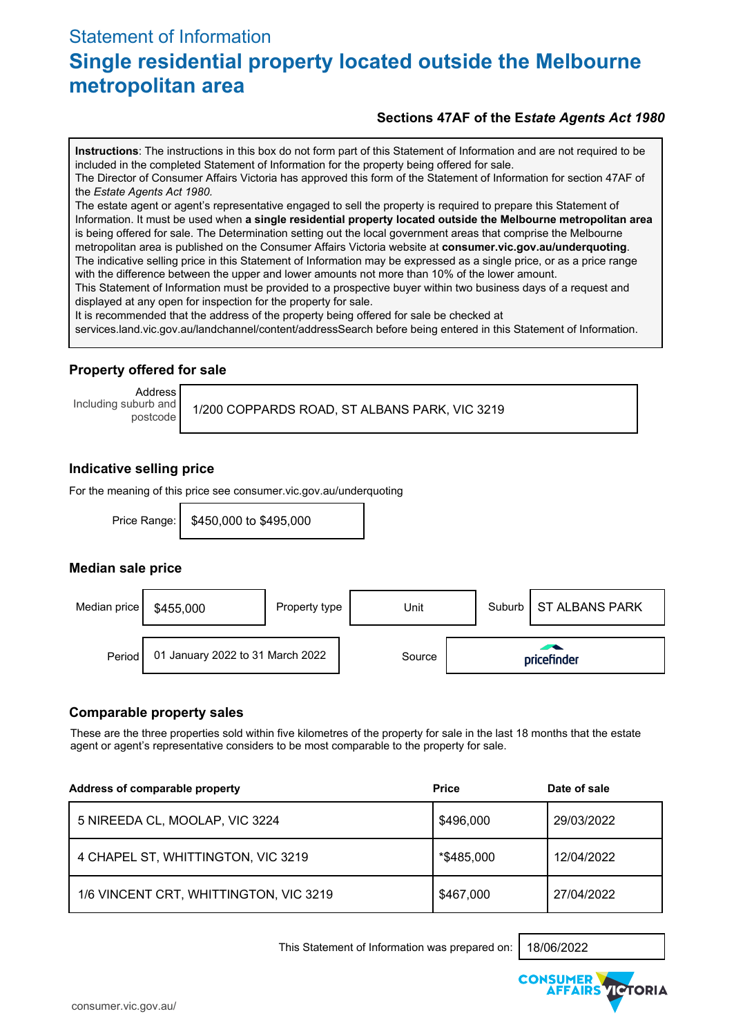# Statement of Information

# Single residential property located outside the Melbourne metropolitan area

**Sections 47AF of the *Estate Agents Act 1980***

**Instructions**: The instructions in this box do not form part of this Statement of Information and are not required to be included in the completed Statement of Information for the property being offered for sale.
The Director of Consumer Affairs Victoria has approved this form of the Statement of Information for section 47AF of the *Estate Agents Act 1980.*
The estate agent or agent's representative engaged to sell the property is required to prepare this Statement of Information. It must be used when **a single residential property located outside the Melbourne metropolitan area** is being offered for sale. The Determination setting out the local government areas that comprise the Melbourne metropolitan area is published on the Consumer Affairs Victoria website at **consumer.vic.gov.au/underquoting**.
The indicative selling price in this Statement of Information may be expressed as a single price, or as a price range with the difference between the upper and lower amounts not more than 10% of the lower amount.
This Statement of Information must be provided to a prospective buyer within two business days of a request and displayed at any open for inspection for the property for sale.
It is recommended that the address of the property being offered for sale be checked at services.land.vic.gov.au/landchannel/content/addressSearch before being entered in this Statement of Information.

## Property offered for sale

| | |
|---|---|
| Address Including suburb and postcode | 1/200 COPPARDS ROAD, ST ALBANS PARK, VIC 3219 |

## Indicative selling price

For the meaning of this price see consumer.vic.gov.au/underquoting

| | |
|---|---|
| Price Range: | $450,000 to $495,000 |

## Median sale price

| | | | | | |
|---|---|---|---|---|---|
| Median price | $455,000 | Property type | Unit | Suburb | ST ALBANS PARK |
| Period | 01 January 2022 to 31 March 2022 | Source | pricefinder | | |

## Comparable property sales

These are the three properties sold within five kilometres of the property for sale in the last 18 months that the estate agent or agent's representative considers to be most comparable to the property for sale.

| Address of comparable property | Price | Date of sale |
|---|---|---|
| 5 NIREEDA CL, MOOLAP, VIC 3224 | $496,000 | 29/03/2022 |
| 4 CHAPEL ST, WHITTINGTON, VIC 3219 | *$485,000 | 12/04/2022 |
| 1/6 VINCENT CRT, WHITTINGTON, VIC 3219 | $467,000 | 27/04/2022 |

This Statement of Information was prepared on: 18/06/2022